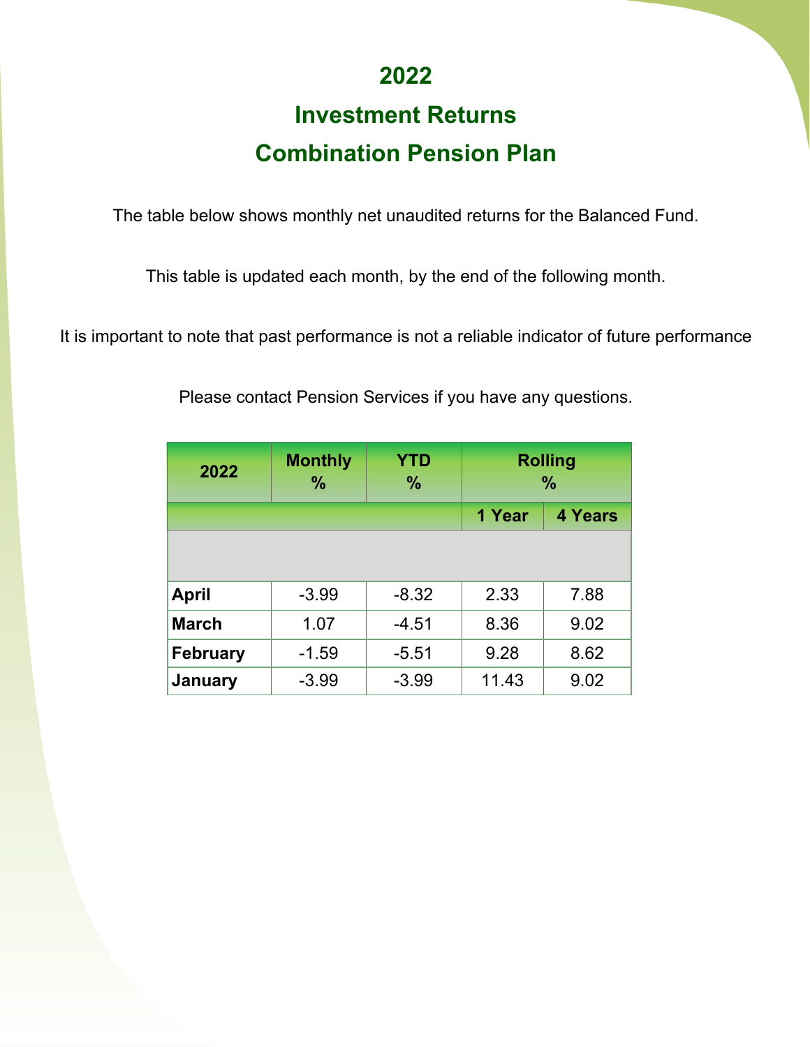# 2022

# Investment Returns

# Combination Pension Plan

The table below shows monthly net unaudited returns for the Balanced Fund.

This table is updated each month, by the end of the following month.

It is important to note that past performance is not a reliable indicator of future performance

Please contact Pension Services if you have any questions.

| 2022 | Monthly % | YTD % | Rolling % | |
|---|---|---|---|---|
| | | | 1 Year | 4 Years |
| | | | | |
| **April** | -3.99 | -8.32 | 2.33 | 7.88 |
| **March** | 1.07 | -4.51 | 8.36 | 9.02 |
| **February** | -1.59 | -5.51 | 9.28 | 8.62 |
| **January** | -3.99 | -3.99 | 11.43 | 9.02 |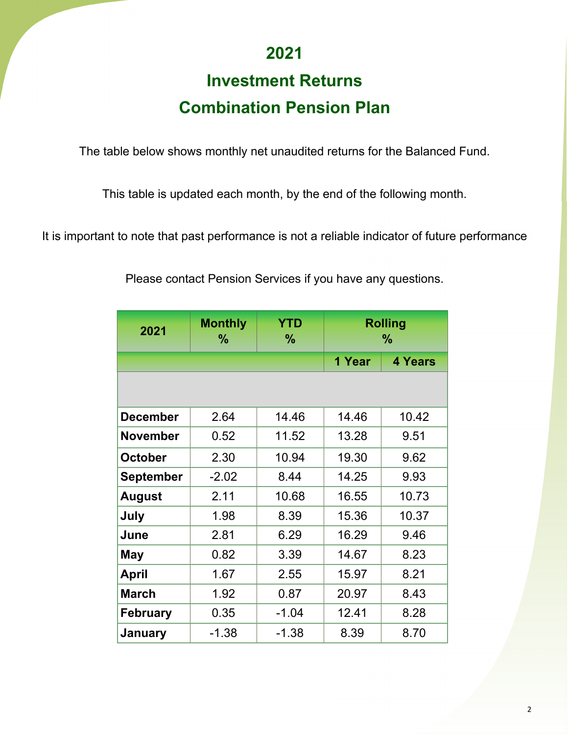# 2021

# Investment Returns

# Combination Pension Plan

The table below shows monthly net unaudited returns for the Balanced Fund.

This table is updated each month, by the end of the following month.

It is important to note that past performance is not a reliable indicator of future performance

Please contact Pension Services if you have any questions.

| 2021 | Monthly % | YTD % | Rolling % | |
|---|---|---|---|---|
| | | | 1 Year | 4 Years |
| **December** | 2.64 | 14.46 | 14.46 | 10.42 |
| **November** | 0.52 | 11.52 | 13.28 | 9.51 |
| **October** | 2.30 | 10.94 | 19.30 | 9.62 |
| **September** | -2.02 | 8.44 | 14.25 | 9.93 |
| **August** | 2.11 | 10.68 | 16.55 | 10.73 |
| **July** | 1.98 | 8.39 | 15.36 | 10.37 |
| **June** | 2.81 | 6.29 | 16.29 | 9.46 |
| **May** | 0.82 | 3.39 | 14.67 | 8.23 |
| **April** | 1.67 | 2.55 | 15.97 | 8.21 |
| **March** | 1.92 | 0.87 | 20.97 | 8.43 |
| **February** | 0.35 | -1.04 | 12.41 | 8.28 |
| **January** | -1.38 | -1.38 | 8.39 | 8.70 |